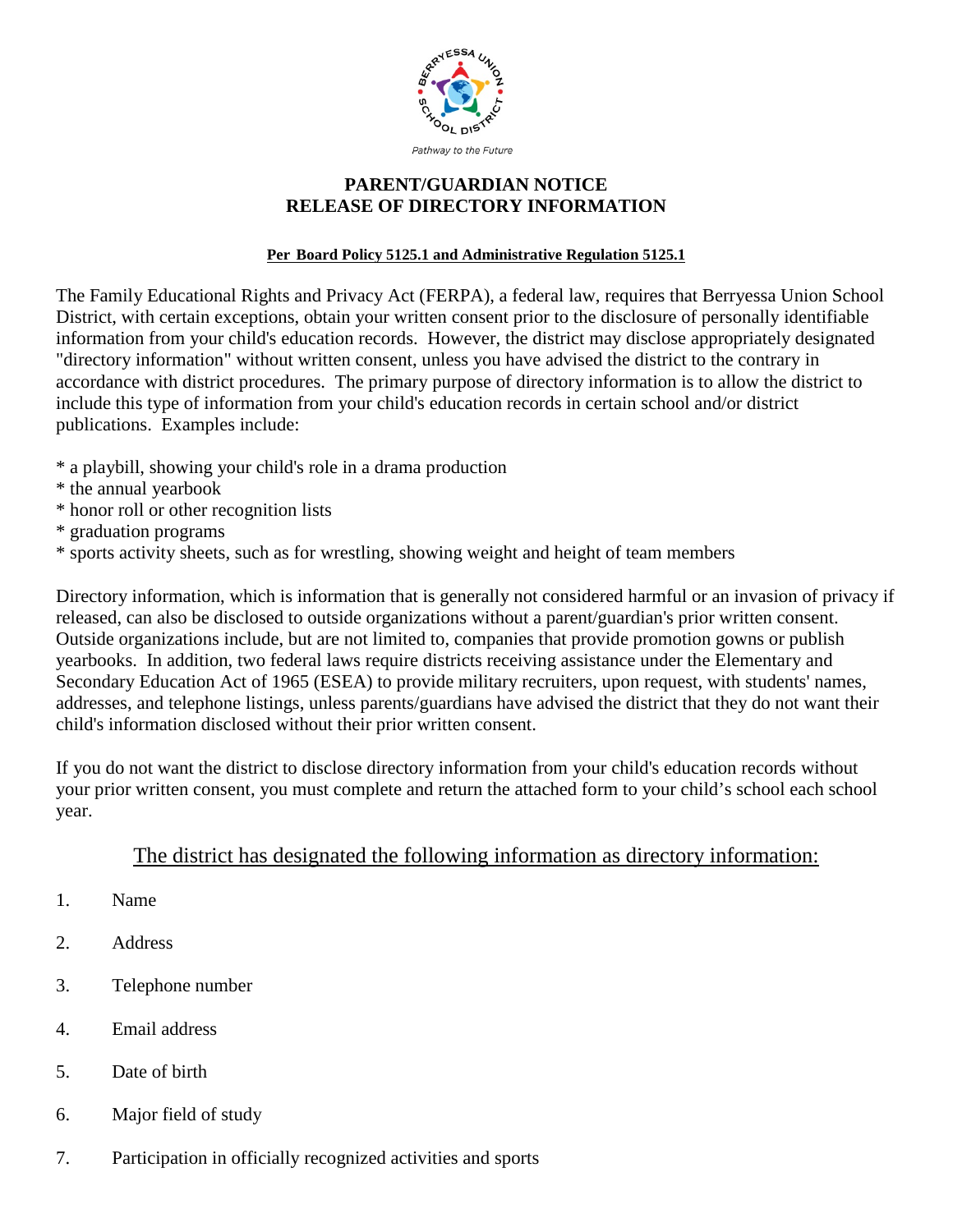Pathway to the Future

# PARENT/GUARDIAN NOTICE
# RELEASE OF DIRECTORY INFORMATION

**Per Board Policy 5125.1 and Administrative Regulation 5125.1**

The Family Educational Rights and Privacy Act (FERPA), a federal law, requires that Berryessa Union School District, with certain exceptions, obtain your written consent prior to the disclosure of personally identifiable information from your child's education records. However, the district may disclose appropriately designated "directory information" without written consent, unless you have advised the district to the contrary in accordance with district procedures. The primary purpose of directory information is to allow the district to include this type of information from your child's education records in certain school and/or district publications. Examples include:

* a playbill, showing your child's role in a drama production
* the annual yearbook
* honor roll or other recognition lists
* graduation programs
* sports activity sheets, such as for wrestling, showing weight and height of team members

Directory information, which is information that is generally not considered harmful or an invasion of privacy if released, can also be disclosed to outside organizations without a parent/guardian's prior written consent. Outside organizations include, but are not limited to, companies that provide promotion gowns or publish yearbooks. In addition, two federal laws require districts receiving assistance under the Elementary and Secondary Education Act of 1965 (ESEA) to provide military recruiters, upon request, with students' names, addresses, and telephone listings, unless parents/guardians have advised the district that they do not want their child's information disclosed without their prior written consent.

If you do not want the district to disclose directory information from your child's education records without your prior written consent, you must complete and return the attached form to your child's school each school year.

## The district has designated the following information as directory information:

1. Name
2. Address
3. Telephone number
4. Email address
5. Date of birth
6. Major field of study
7. Participation in officially recognized activities and sports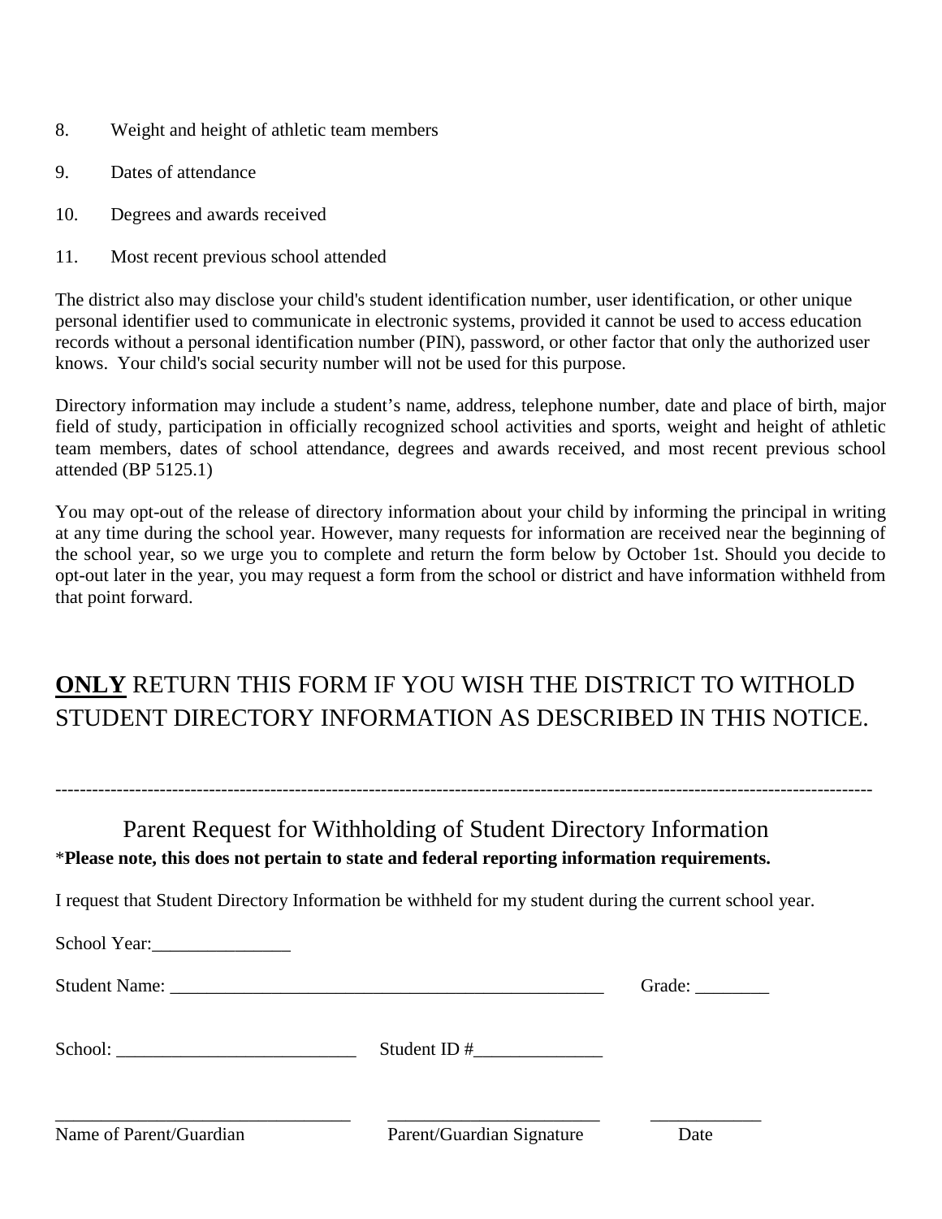8. Weight and height of athletic team members

9. Dates of attendance

10. Degrees and awards received

11. Most recent previous school attended

The district also may disclose your child's student identification number, user identification, or other unique personal identifier used to communicate in electronic systems, provided it cannot be used to access education records without a personal identification number (PIN), password, or other factor that only the authorized user knows. Your child's social security number will not be used for this purpose.

Directory information may include a student's name, address, telephone number, date and place of birth, major field of study, participation in officially recognized school activities and sports, weight and height of athletic team members, dates of school attendance, degrees and awards received, and most recent previous school attended (BP 5125.1)

You may opt-out of the release of directory information about your child by informing the principal in writing at any time during the school year. However, many requests for information are received near the beginning of the school year, so we urge you to complete and return the form below by October 1st. Should you decide to opt-out later in the year, you may request a form from the school or district and have information withheld from that point forward.

## **ONLY** RETURN THIS FORM IF YOU WISH THE DISTRICT TO WITHOLD STUDENT DIRECTORY INFORMATION AS DESCRIBED IN THIS NOTICE.

-----------------------------------------------------------------------------------------------------------------------------------

## Parent Request for Withholding of Student Directory Information

\***Please note, this does not pertain to state and federal reporting information requirements.**

I request that Student Directory Information be withheld for my student during the current school year.

School Year:_______________

Student Name: _________________________________________________ Grade: ________

School: __________________________ Student ID #______________

_______________________________ _______________________ ____________

Name of Parent/Guardian Parent/Guardian Signature Date